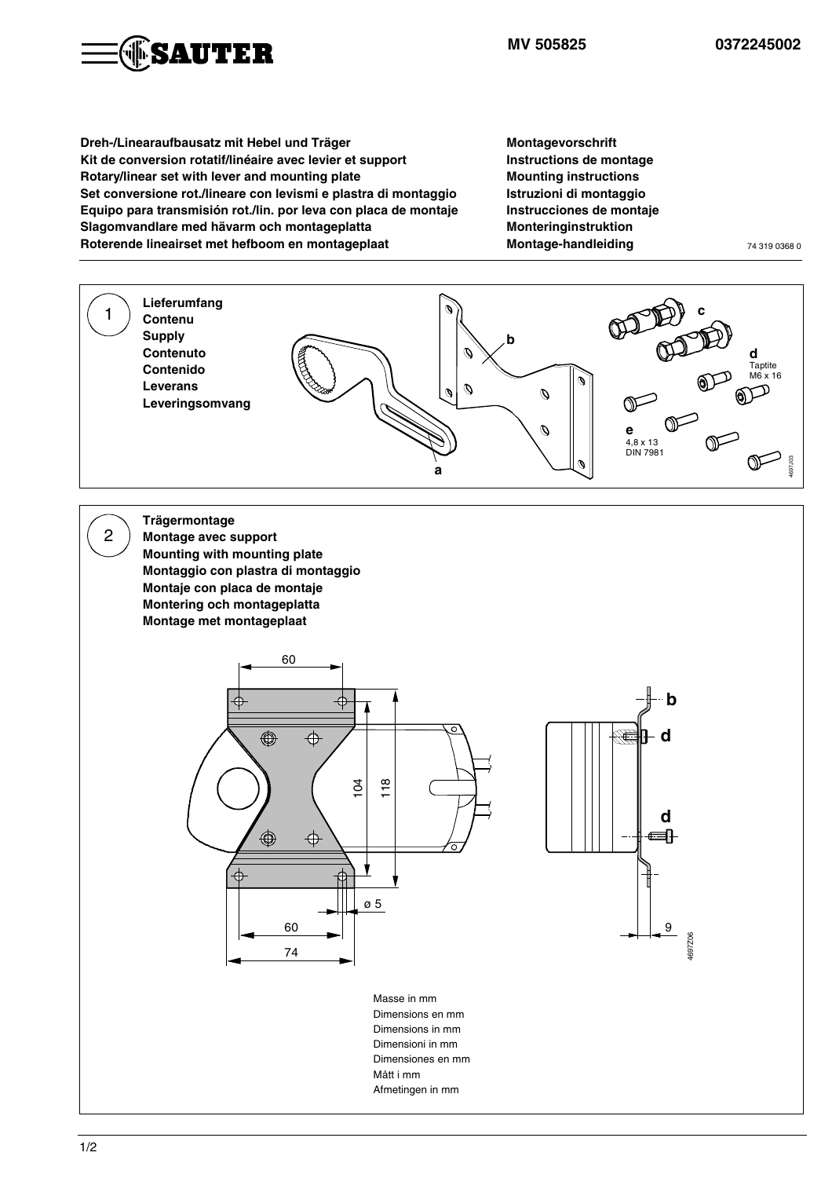SAUTER

MV 505825 0372245002

| | |
|---|---|
| **Dreh-/Linearaufbausatz mit Hebel und Träger** | **Montagevorschrift** |
| **Kit de conversion rotatif/linéaire avec levier et support** | **Instructions de montage** |
| **Rotary/linear set with lever and mounting plate** | **Mounting instructions** |
| **Set conversione rot./lineare con levismi e plastra di montaggio** | **Istruzioni di montaggio** |
| **Equipo para transmisión rot./lin. por leva con placa de montaje** | **Instrucciones de montaje** |
| **Slagomvandlare med hävarm och montageplatta** | **Monteringinstruktion** |
| **Roterende lineairset met hefboom en montageplaat** | **Montage-handleiding** |

74 319 0368 0

## 1

**Lieferumfang**
**Contenu**
**Supply**
**Contenuto**
**Contenido**
**Leverans**
**Leveringsomvang**

a

b

c

d Taptite M6 x 16

e 4,8 x 13 DIN 7981

4697J03

## 2

**Trägermontage**
**Montage avec support**
**Mounting with mounting plate**
**Montaggio con plastra di montaggio**
**Montaje con placa de montaje**
**Montering och montageplatta**
**Montage met montageplaat**

60, 104, 118, ø 5, 60, 74, 9

b, d, d

4697Z06

Masse in mm
Dimensions en mm
Dimensions in mm
Dimensioni in mm
Dimensiones en mm
Mått i mm
Afmetingen in mm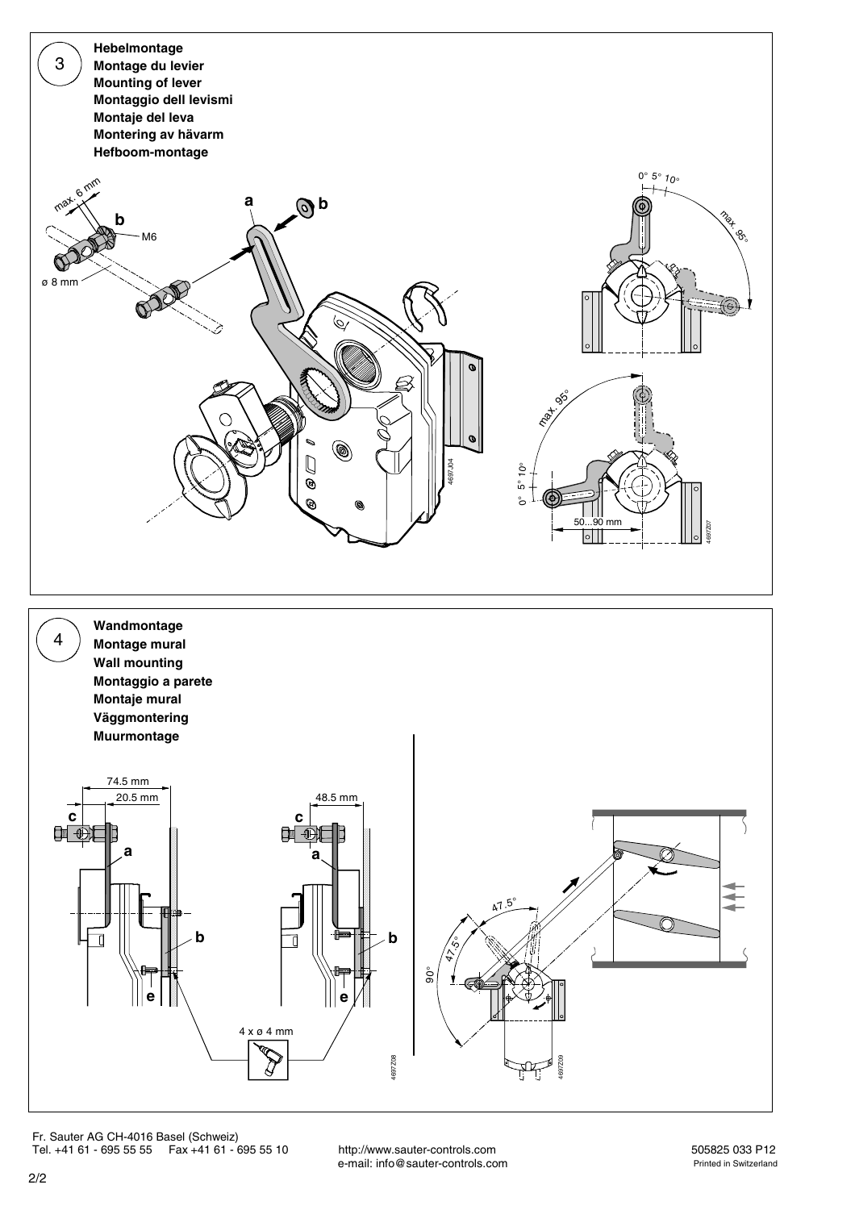3

**Hebelmontage**
**Montage du levier**
**Mounting of lever**
**Montaggio dell levismi**
**Montaje del leva**
**Montering av hävarm**
**Hefboom-montage**

max. 6 mm

b

M6

ø 8 mm

a

b

4697J04

0° 5° 10°

max. 95°

max. 95°

0° 5° 10°

50...90 mm

4697Z07

4

**Wandmontage**
**Montage mural**
**Wall mounting**
**Montaggio a parete**
**Montaje mural**
**Väggmontering**
**Muurmontage**

74.5 mm

20.5 mm

48.5 mm

c

a

b

e

c

a

b

e

4 x ø 4 mm

4697Z08

47.5°

47.5°

90°

4697Z09

Fr. Sauter AG CH-4016 Basel (Schweiz)
Tel. +41 61 - 695 55 55 Fax +41 61 - 695 55 10

http://www.sauter-controls.com
e-mail: info@sauter-controls.com

505825 033 P12
Printed in Switzerland